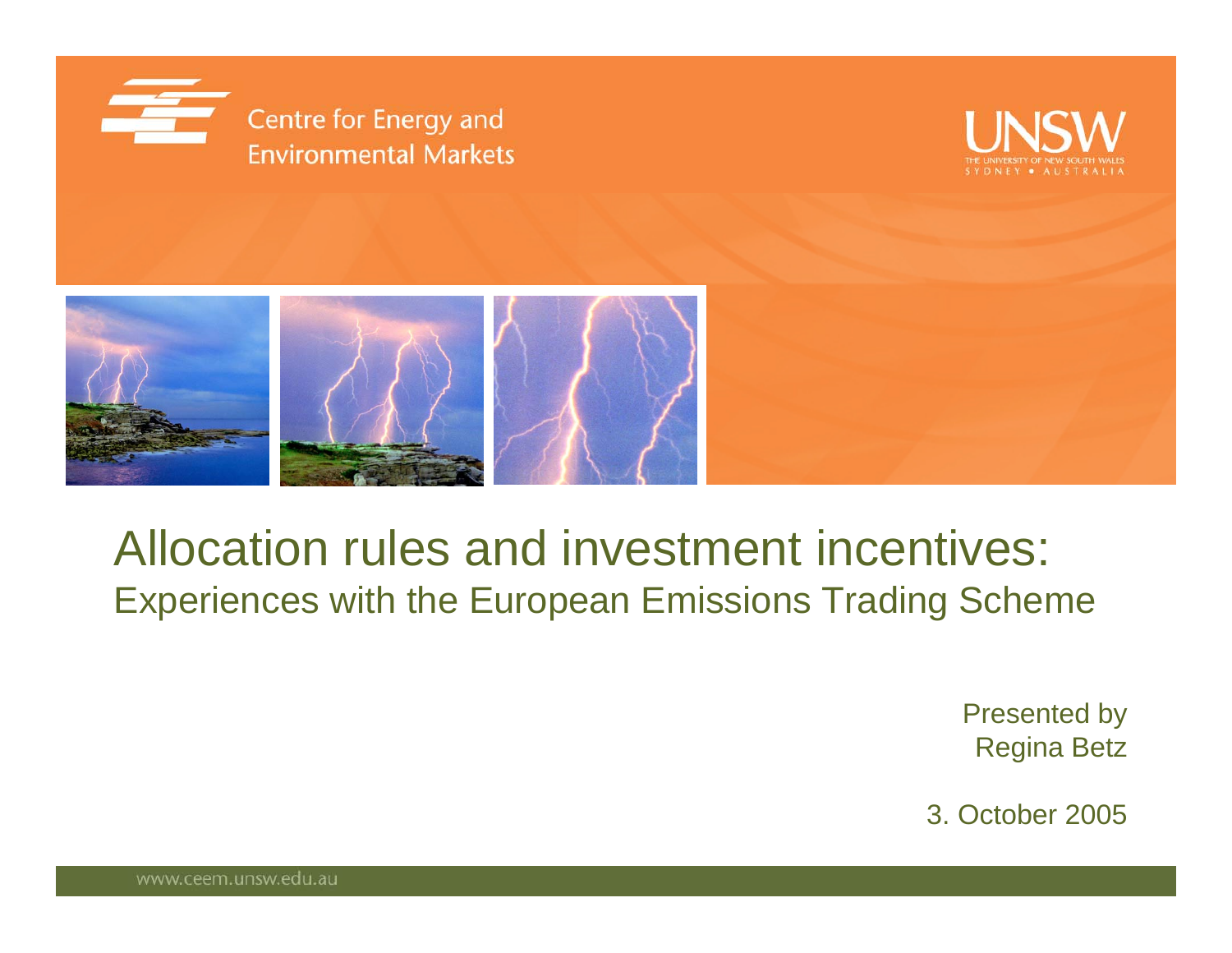Centre for Energy and Environmental Markets

UNSW
THE UNIVERSITY OF NEW SOUTH WALES
SYDNEY • AUSTRALIA

# Allocation rules and investment incentives:

## Experiences with the European Emissions Trading Scheme

Presented by
Regina Betz

3. October 2005

www.ceem.unsw.edu.au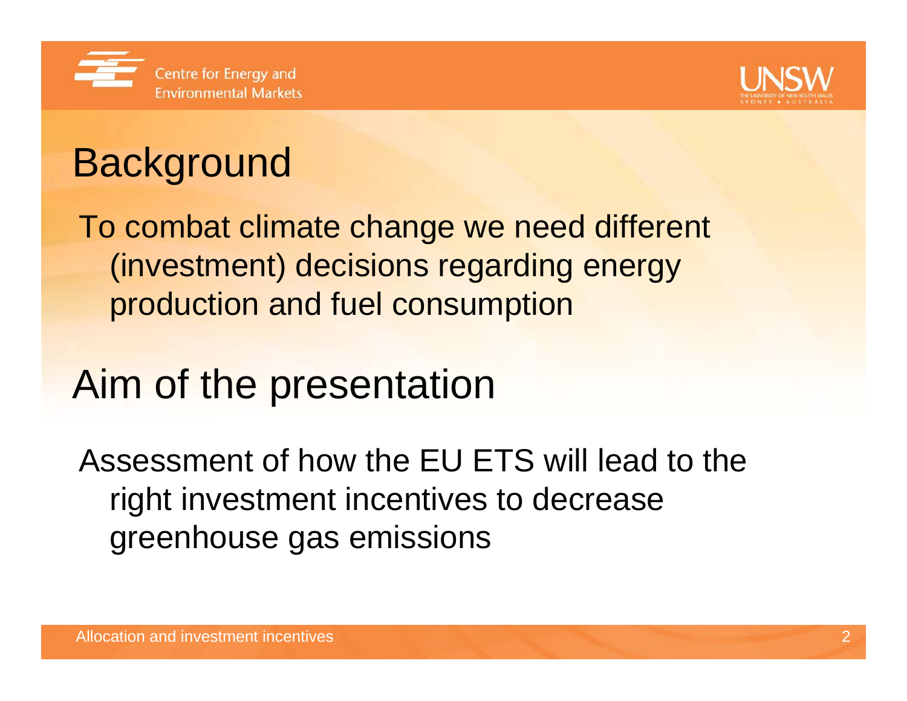# Background

To combat climate change we need different (investment) decisions regarding energy production and fuel consumption

# Aim of the presentation

Assessment of how the EU ETS will lead to the right investment incentives to decrease greenhouse gas emissions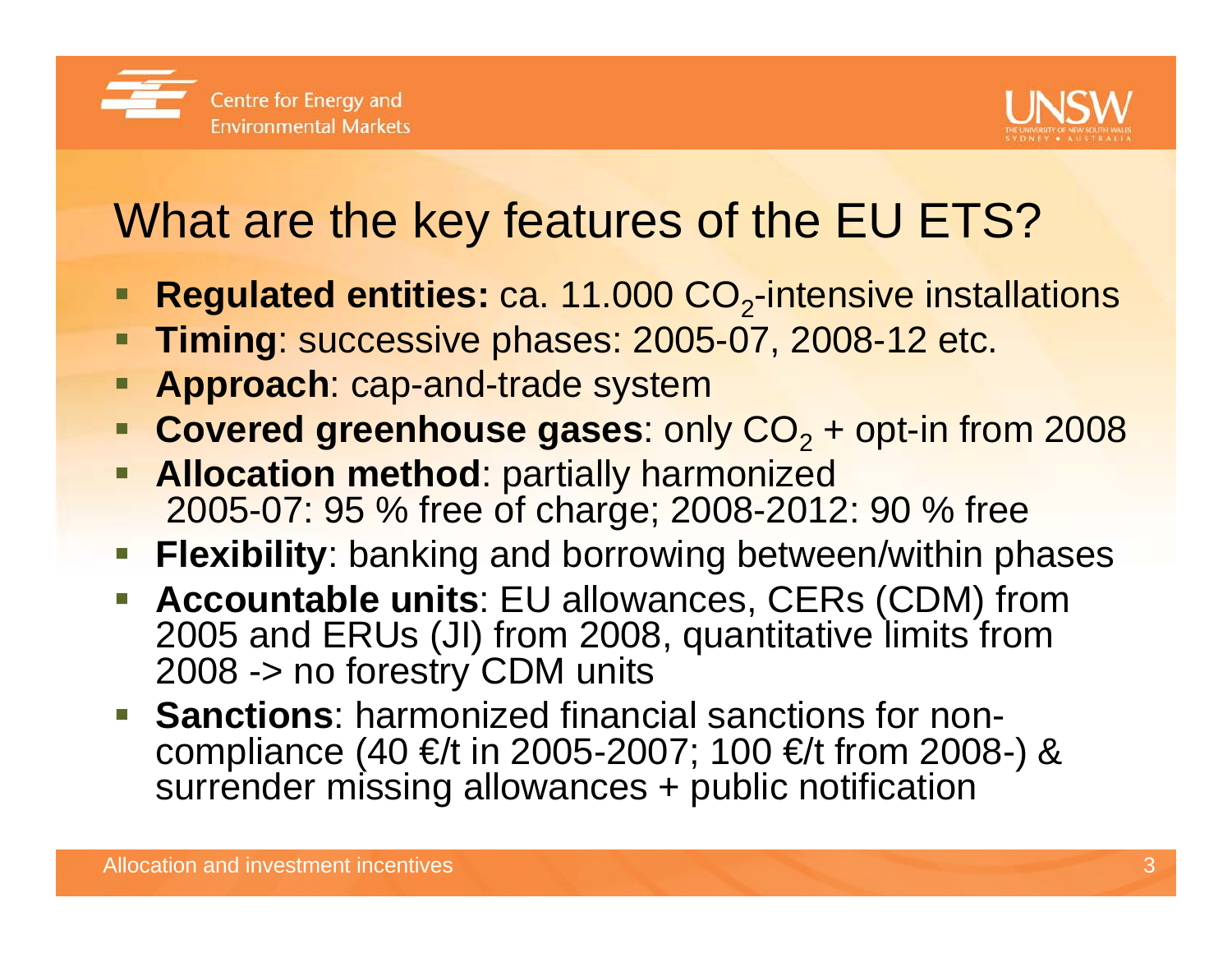# What are the key features of the EU ETS?

- **Regulated entities:** ca. 11.000 $CO_2$-intensive installations
- **Timing**: successive phases: 2005-07, 2008-12 etc.
- **Approach**: cap-and-trade system
- **Covered greenhouse gases**: only $CO_2$ + opt-in from 2008
- **Allocation method**: partially harmonized
  2005-07: 95 % free of charge; 2008-2012: 90 % free
- **Flexibility**: banking and borrowing between/within phases
- **Accountable units**: EU allowances, CERs (CDM) from 2005 and ERUs (JI) from 2008, quantitative limits from 2008 -> no forestry CDM units
- **Sanctions**: harmonized financial sanctions for non-compliance (40 €/t in 2005-2007; 100 €/t from 2008-) & surrender missing allowances + public notification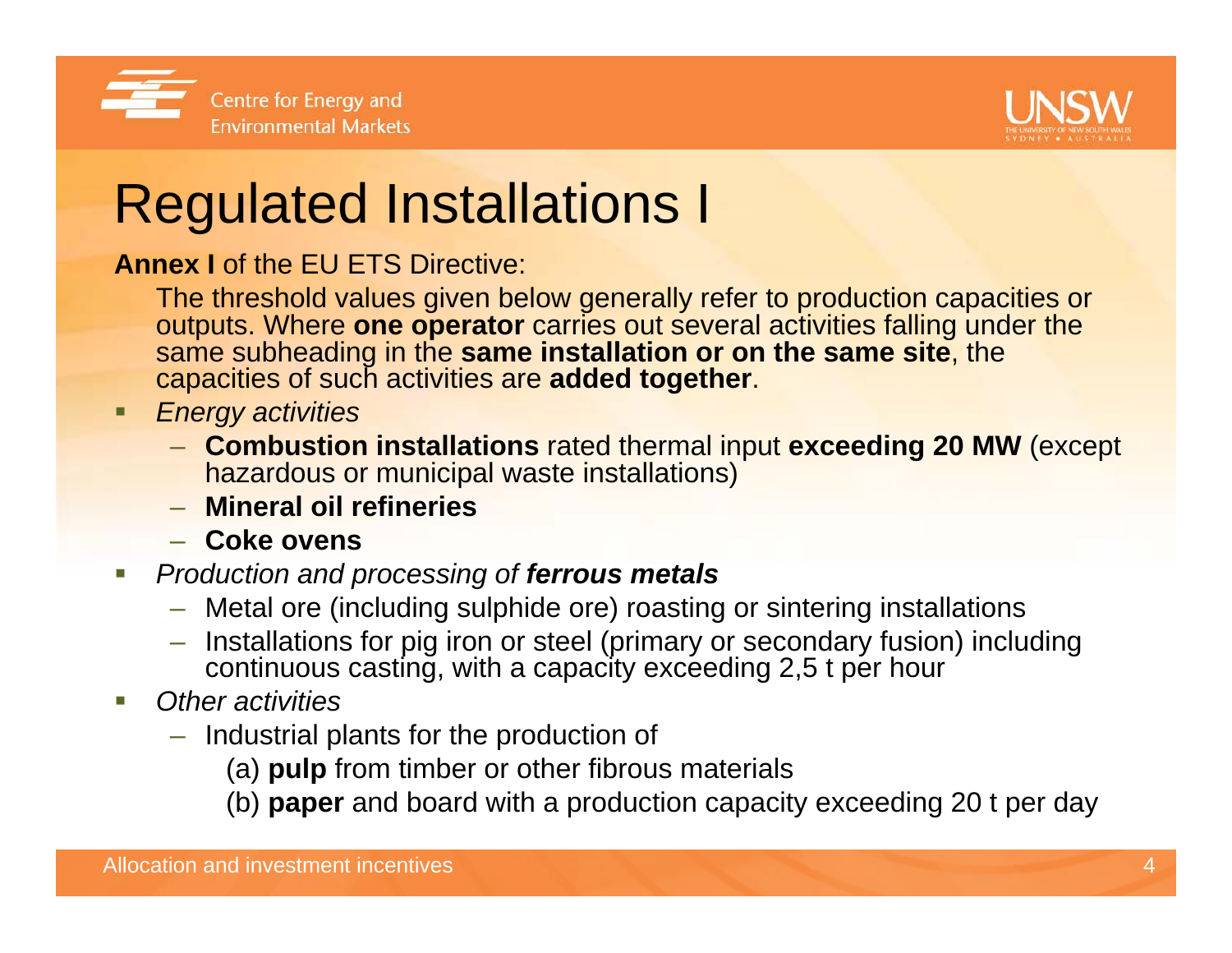# Regulated Installations I

**Annex I** of the EU ETS Directive:

The threshold values given below generally refer to production capacities or outputs. Where **one operator** carries out several activities falling under the same subheading in the **same installation or on the same site**, the capacities of such activities are **added together**.

- *Energy activities*
  - **Combustion installations** rated thermal input **exceeding 20 MW** (except hazardous or municipal waste installations)
  - **Mineral oil refineries**
  - **Coke ovens**
- *Production and processing of* ***ferrous metals***
  - Metal ore (including sulphide ore) roasting or sintering installations
  - Installations for pig iron or steel (primary or secondary fusion) including continuous casting, with a capacity exceeding 2,5 t per hour
- *Other activities*
  - Industrial plants for the production of
    - (a) **pulp** from timber or other fibrous materials
    - (b) **paper** and board with a production capacity exceeding 20 t per day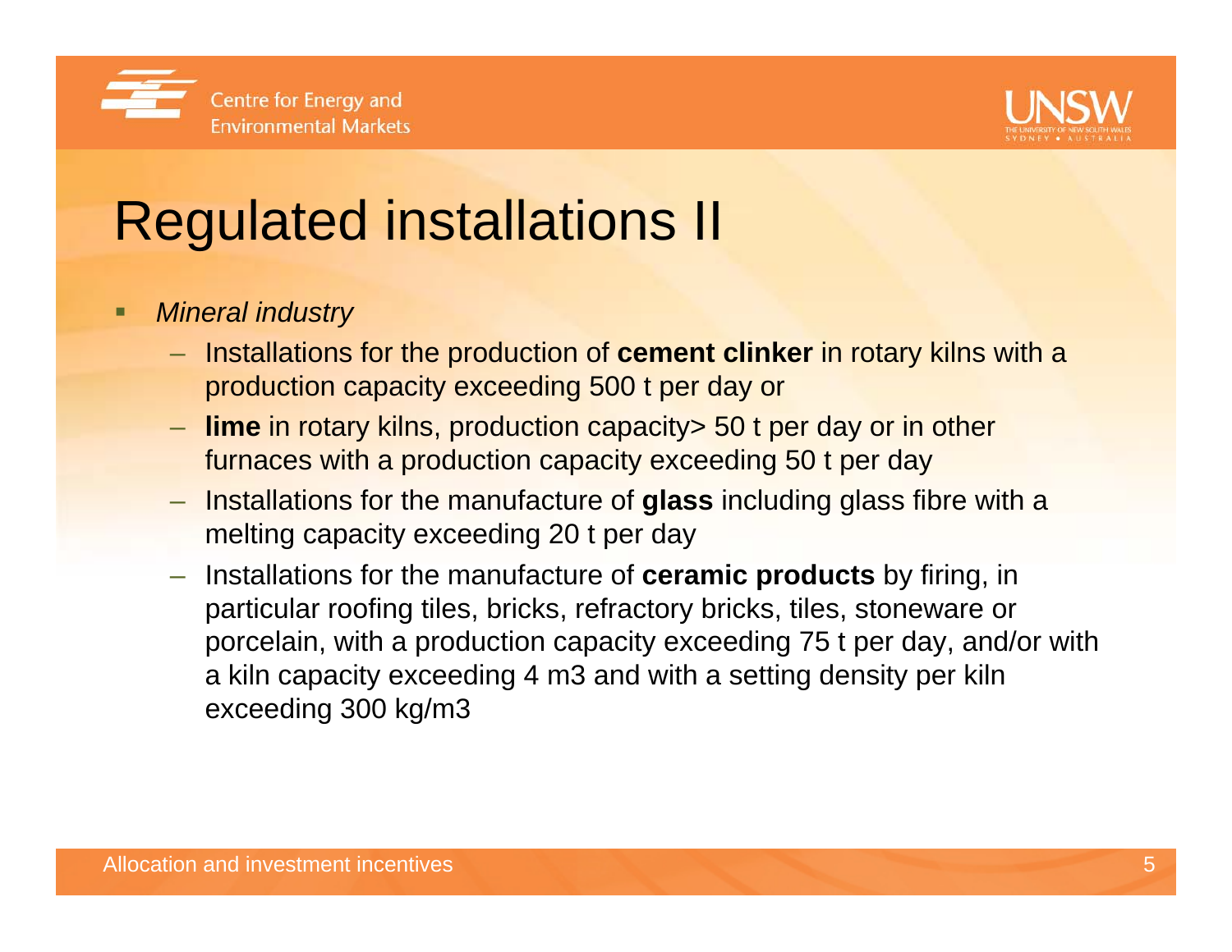# Regulated installations II

- *Mineral industry*
  - Installations for the production of **cement clinker** in rotary kilns with a production capacity exceeding 500 t per day or
  - **lime** in rotary kilns, production capacity> 50 t per day or in other furnaces with a production capacity exceeding 50 t per day
  - Installations for the manufacture of **glass** including glass fibre with a melting capacity exceeding 20 t per day
  - Installations for the manufacture of **ceramic products** by firing, in particular roofing tiles, bricks, refractory bricks, tiles, stoneware or porcelain, with a production capacity exceeding 75 t per day, and/or with a kiln capacity exceeding 4 m3 and with a setting density per kiln exceeding 300 kg/m3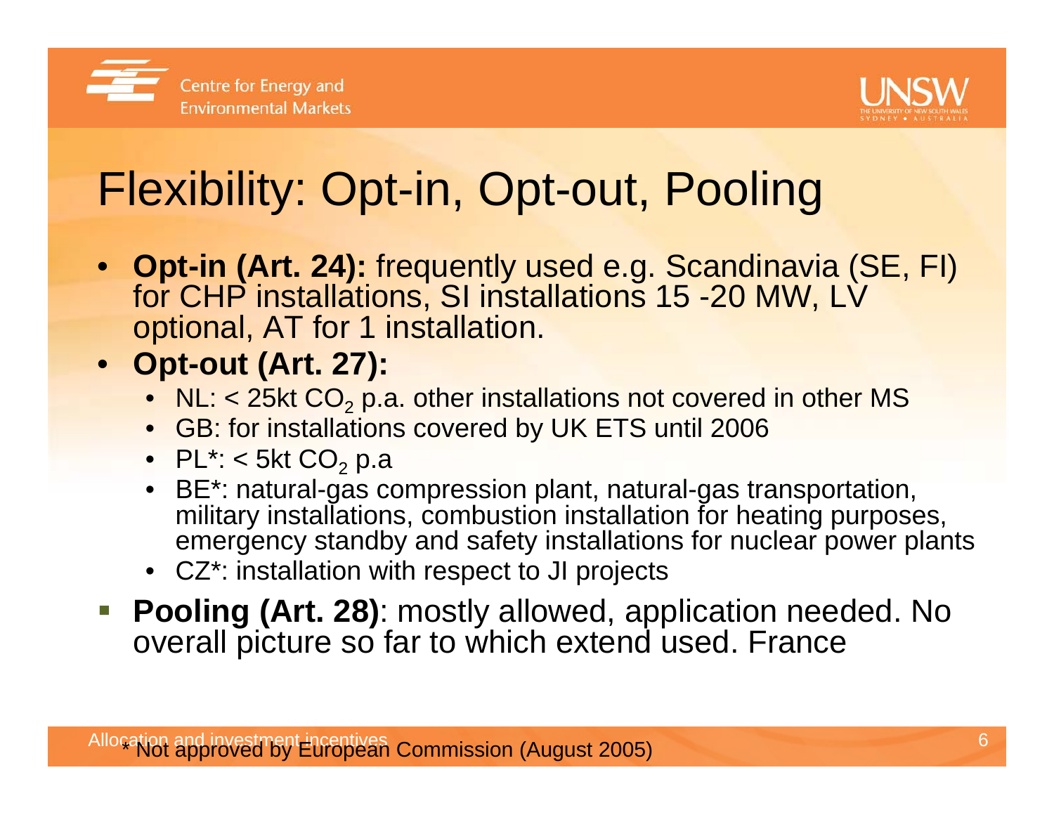# Flexibility: Opt-in, Opt-out, Pooling

- **Opt-in (Art. 24):** frequently used e.g. Scandinavia (SE, FI) for CHP installations, SI installations 15 -20 MW, LV optional, AT for 1 installation.
- **Opt-out (Art. 27):**
  - NL: < 25kt $CO_2$ p.a. other installations not covered in other MS
  - GB: for installations covered by UK ETS until 2006
  - PL*: < 5kt $CO_2$ p.a
  - BE*: natural-gas compression plant, natural-gas transportation, military installations, combustion installation for heating purposes, emergency standby and safety installations for nuclear power plants
  - CZ*: installation with respect to JI projects
- **Pooling (Art. 28)**: mostly allowed, application needed. No overall picture so far to which extend used. France

*Not approved by European Commission (August 2005)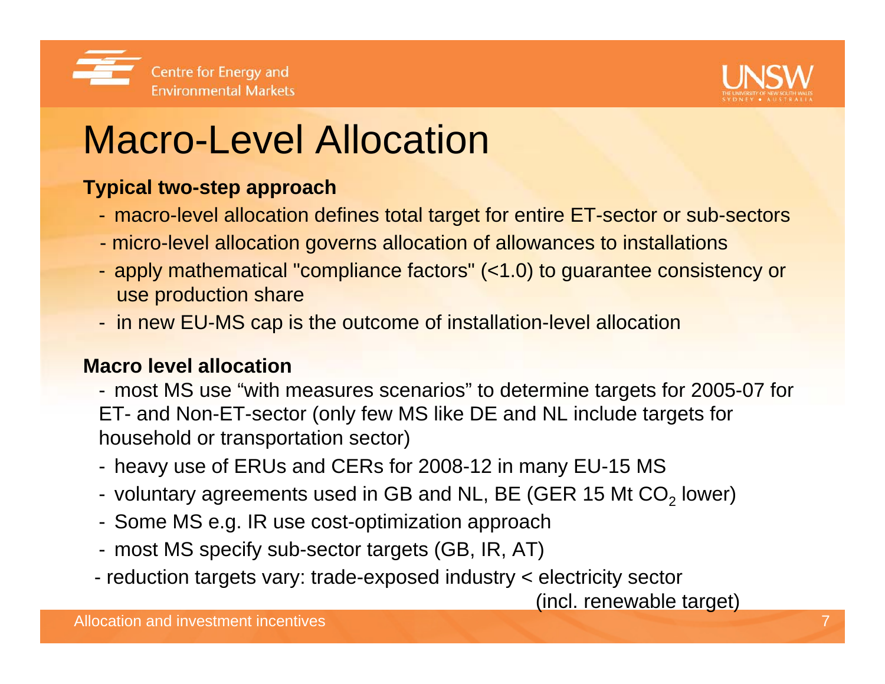# Macro-Level Allocation

**Typical two-step approach**

- macro-level allocation defines total target for entire ET-sector or sub-sectors
- micro-level allocation governs allocation of allowances to installations
- apply mathematical "compliance factors" (<1.0) to guarantee consistency or use production share
- in new EU-MS cap is the outcome of installation-level allocation

**Macro level allocation**

- most MS use “with measures scenarios” to determine targets for 2005-07 for ET- and Non-ET-sector (only few MS like DE and NL include targets for household or transportation sector)
- heavy use of ERUs and CERs for 2008-12 in many EU-15 MS
- voluntary agreements used in GB and NL, BE (GER 15 Mt $CO_2$ lower)
- Some MS e.g. IR use cost-optimization approach
- most MS specify sub-sector targets (GB, IR, AT)
- reduction targets vary: trade-exposed industry < electricity sector (incl. renewable target)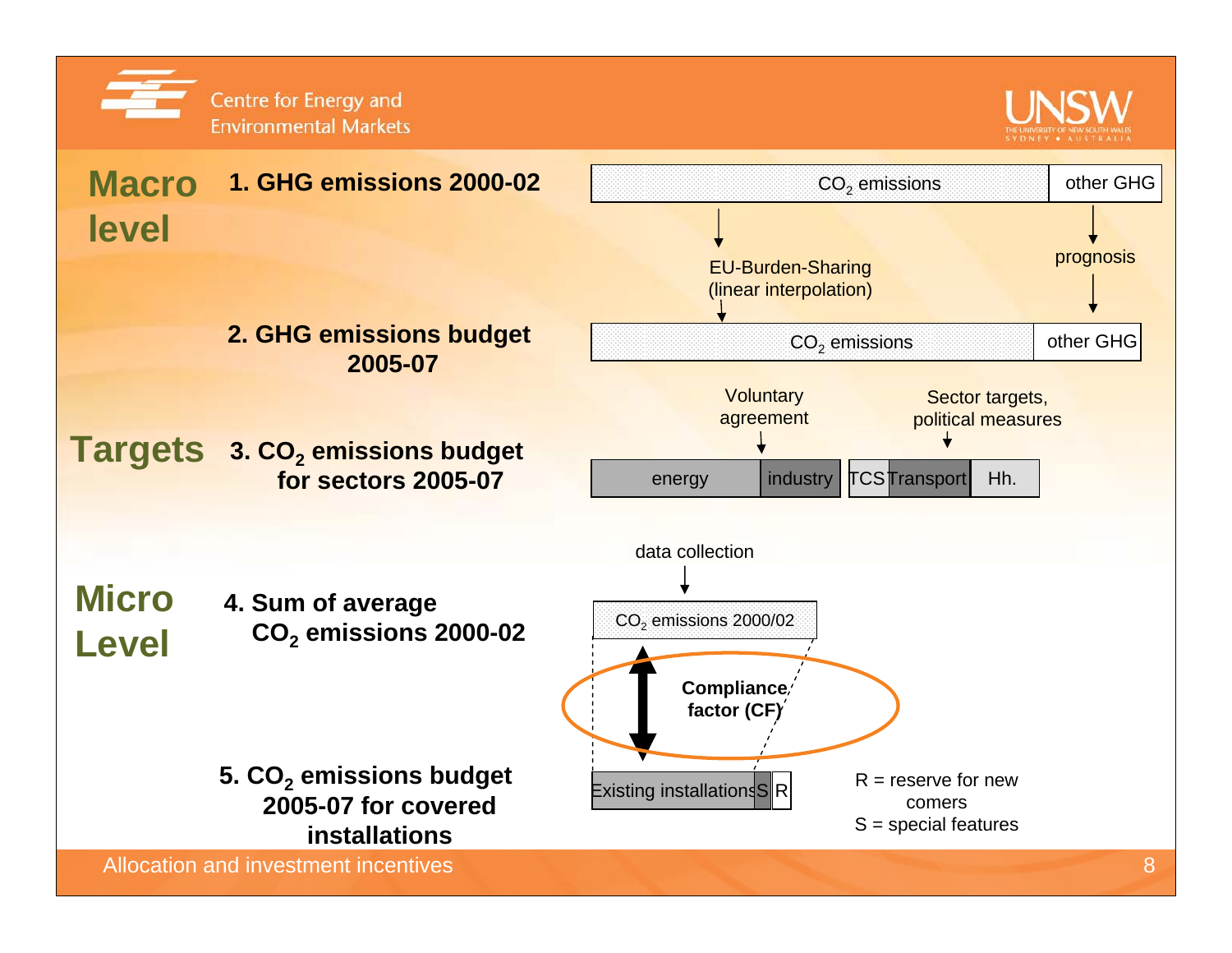**Macro level**

**1. GHG emissions 2000-02**

$CO_2$ emissions | other GHG

EU-Burden-Sharing (linear interpolation)

prognosis

**2. GHG emissions budget 2005-07**

$CO_2$ emissions | other GHG

Voluntary agreement

Sector targets, political measures

**Targets**

**3. $CO_2$ emissions budget for sectors 2005-07**

energy | industry | TCS | Transport | Hh.

data collection

**Micro Level**

**4. Sum of average $CO_2$ emissions 2000-02**

$CO_2$ emissions 2000/02

**Compliance factor (CF)**

**5. $CO_2$ emissions budget 2005-07 for covered installations**

Existing installations | S | R

R = reserve for new comers

S = special features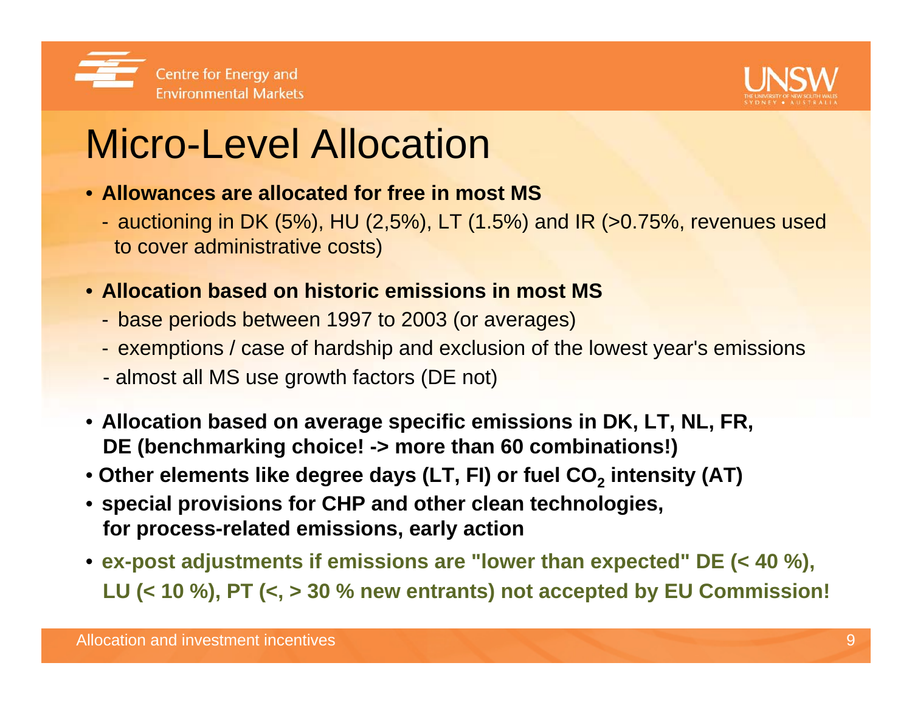# Micro-Level Allocation

- **Allowances are allocated for free in most MS**
  - auctioning in DK (5%), HU (2,5%), LT (1.5%) and IR (>0.75%, revenues used to cover administrative costs)
- **Allocation based on historic emissions in most MS**
  - base periods between 1997 to 2003 (or averages)
  - exemptions / case of hardship and exclusion of the lowest year's emissions
  - almost all MS use growth factors (DE not)
- **Allocation based on average specific emissions in DK, LT, NL, FR, DE (benchmarking choice! -> more than 60 combinations!)**
- **Other elements like degree days (LT, FI) or fuel $CO_2$ intensity (AT)**
- **special provisions for CHP and other clean technologies, for process-related emissions, early action**
- **ex-post adjustments if emissions are "lower than expected" DE (< 40 %), LU (< 10 %), PT (<, > 30 % new entrants) not accepted by EU Commission!**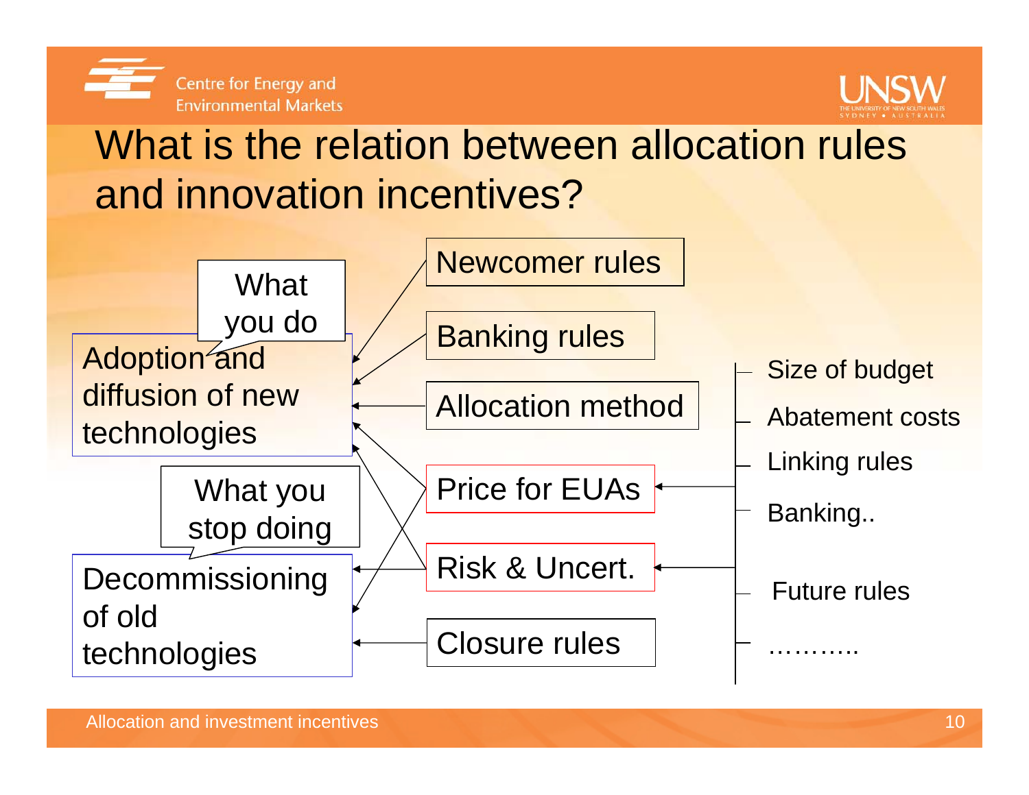# What is the relation between allocation rules and innovation incentives?

What you do

Adoption and diffusion of new technologies

What you stop doing

Decommissioning of old technologies

Newcomer rules

Banking rules

Allocation method

Price for EUAs

Risk & Uncert.

Closure rules

Size of budget

Abatement costs

Linking rules

Banking..

Future rules

………..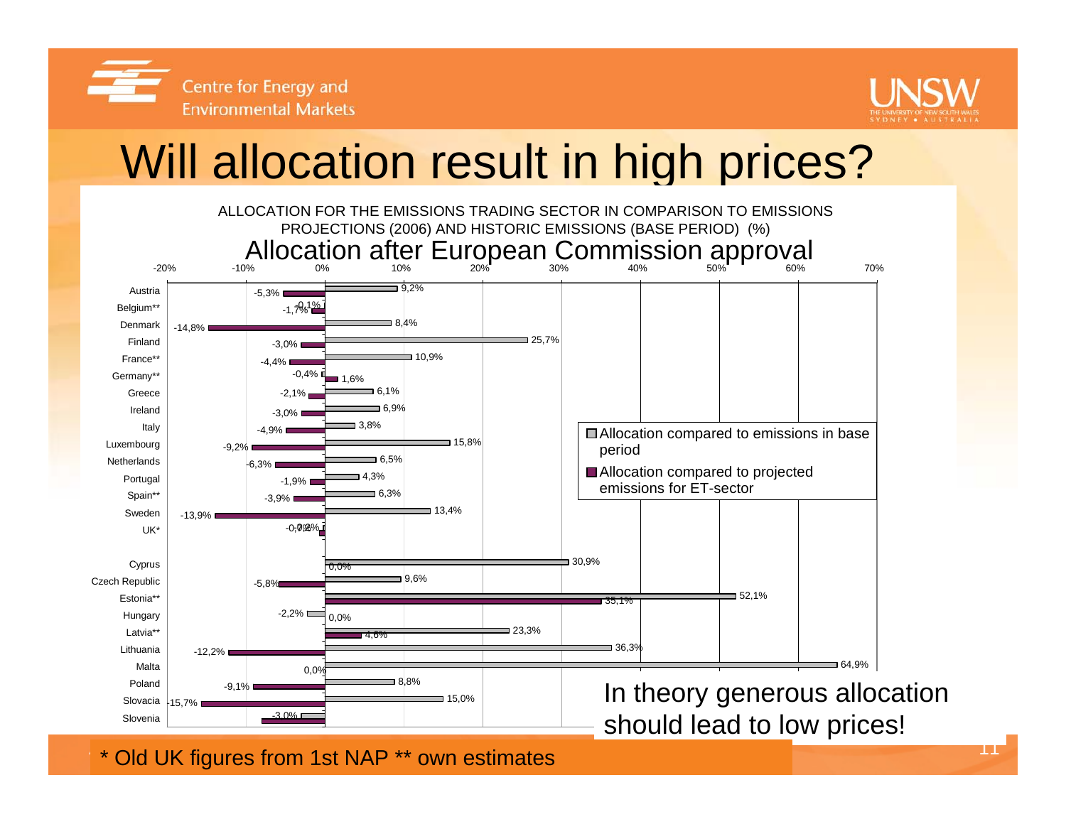# Will allocation result in high prices?

ALLOCATION FOR THE EMISSIONS TRADING SECTOR IN COMPARISON TO EMISSIONS PROJECTIONS (2006) AND HISTORIC EMISSIONS (BASE PERIOD) (%)

Allocation after European Commission approval

| Country | Allocation compared to emissions in base period | Allocation compared to projected emissions for ET-sector |
|---|---|---|
| Austria | 9,2% | -5,3% |
| Belgium** | -0,1% | -1,7% |
| Denmark | 8,4% | -14,8% |
| Finland | 25,7% | -3,0% |
| France** | 10,9% | -4,4% |
| Germany** | -0,4% | 1,6% |
| Greece | 6,1% | -2,1% |
| Ireland | 6,9% | -3,0% |
| Italy | 3,8% | -4,9% |
| Luxembourg | 15,8% | -9,2% |
| Netherlands | 6,5% | -6,3% |
| Portugal | 4,3% | -1,9% |
| Spain** | 6,3% | -3,9% |
| Sweden | 13,4% | -13,9% |
| UK* | -0,7% | -0,2% |
| Cyprus | 30,9% | 0,0% |
| Czech Republic | 9,6% | -5,8% |
| Estonia** | 52,1% | 35,1% |
| Hungary | -2,2% | 0,0% |
| Latvia** | 23,3% | 4,6% |
| Lithuania | 36,3% | -12,2% |
| Malta | 64,9% | 0,0% |
| Poland | 8,8% | -9,1% |
| Slovacia | 15,0% | -15,7% |
| Slovenia | -3,0% | -8,0% |

In theory generous allocation should lead to low prices!

\* Old UK figures from 1st NAP ** own estimates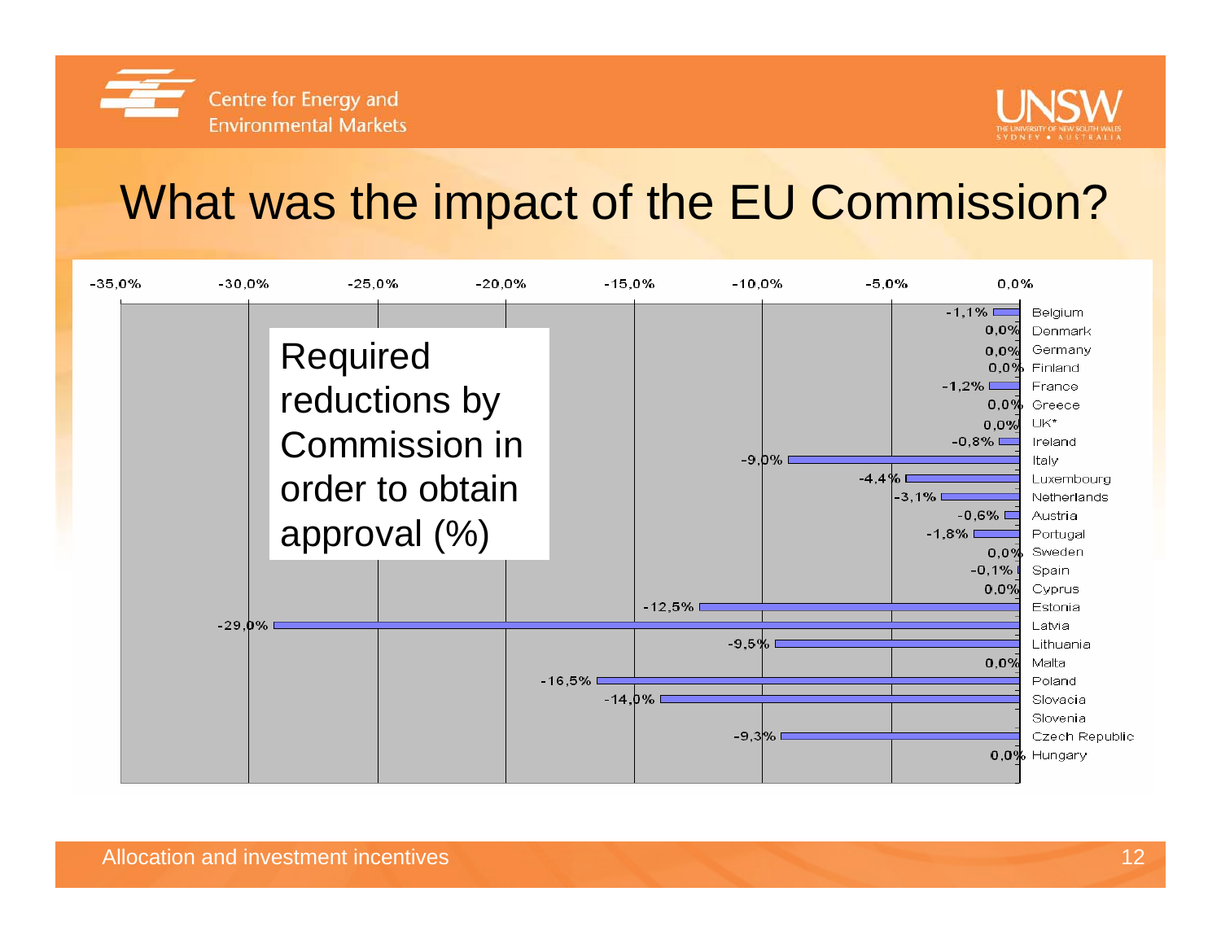# What was the impact of the EU Commission?

Required reductions by Commission in order to obtain approval (%)

-35,0% -30,0% -25,0% -20,0% -15,0% -10,0% -5,0% 0,0%

Belgium -1,1%
Denmark 0,0%
Germany 0,0%
Finland 0,0%
France -1,2%
Greece 0,0%
UK* 0,0%
Ireland -0,8%
Italy -9,0%
Luxembourg -4,4%
Netherlands -3,1%
Austria -0,6%
Portugal -1,8%
Sweden 0,0%
Spain -0,1%
Cyprus 0,0%
Estonia -12,5%
Latvia -29,0%
Lithuania -9,5%
Malta 0,0%
Poland -16,5%
Slovacia -14,0%
Slovenia
Czech Republic -9,3%
Hungary 0,0%

Allocation and investment incentives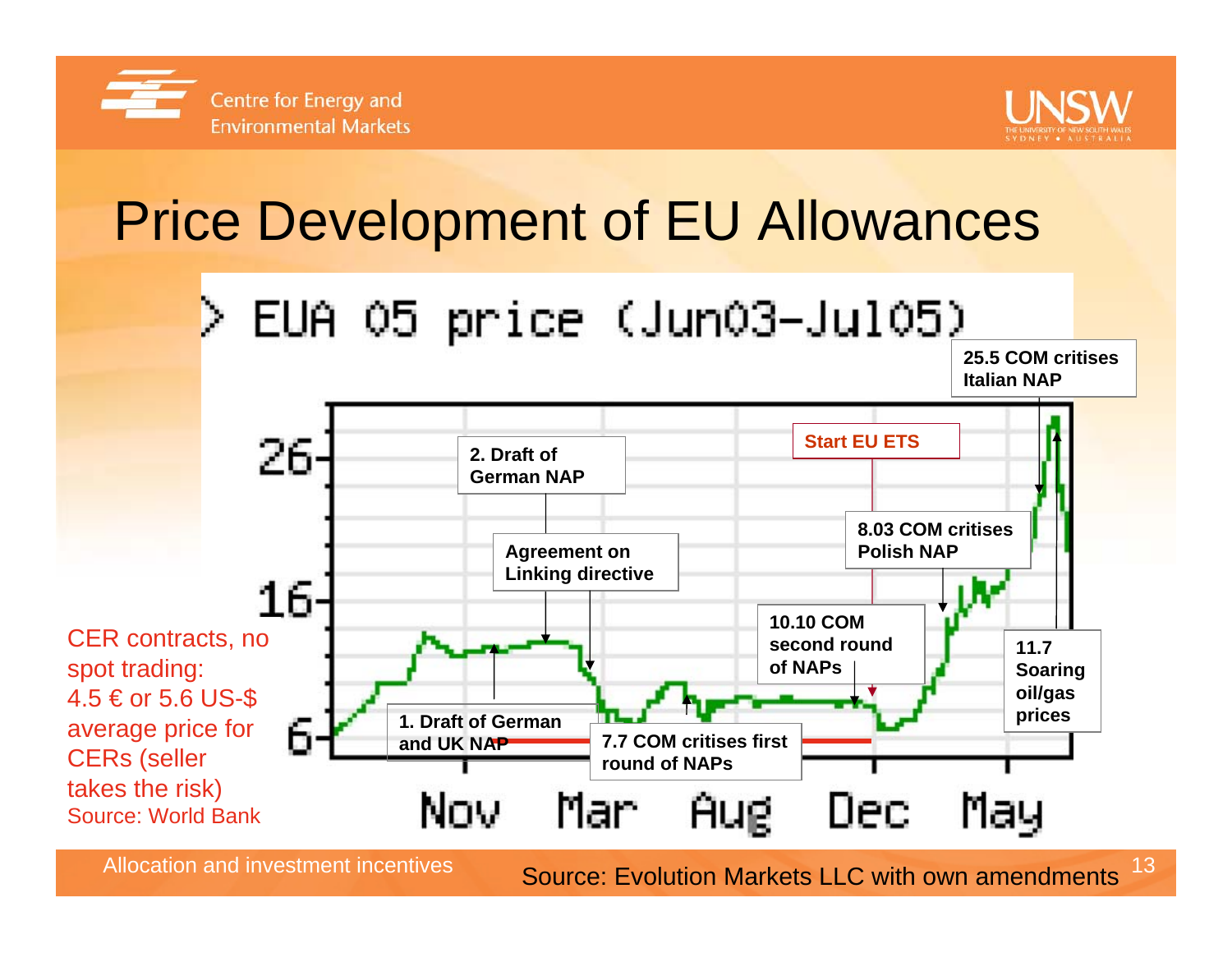# Price Development of EU Allowances

EUA 05 price (Jun03-Jul05)

26
16
6

Nov Mar Aug Dec May

2. Draft of German NAP

Agreement on Linking directive

1. Draft of German and UK NAP

7.7 COM critises first round of NAPs

10.10 COM second round of NAPs

Start EU ETS

8.03 COM critises Polish NAP

25.5 COM critises Italian NAP

11.7 Soaring oil/gas prices

CER contracts, no spot trading: 4.5 € or 5.6 US-$ average price for CERs (seller takes the risk)
Source: World Bank

Source: Evolution Markets LLC with own amendments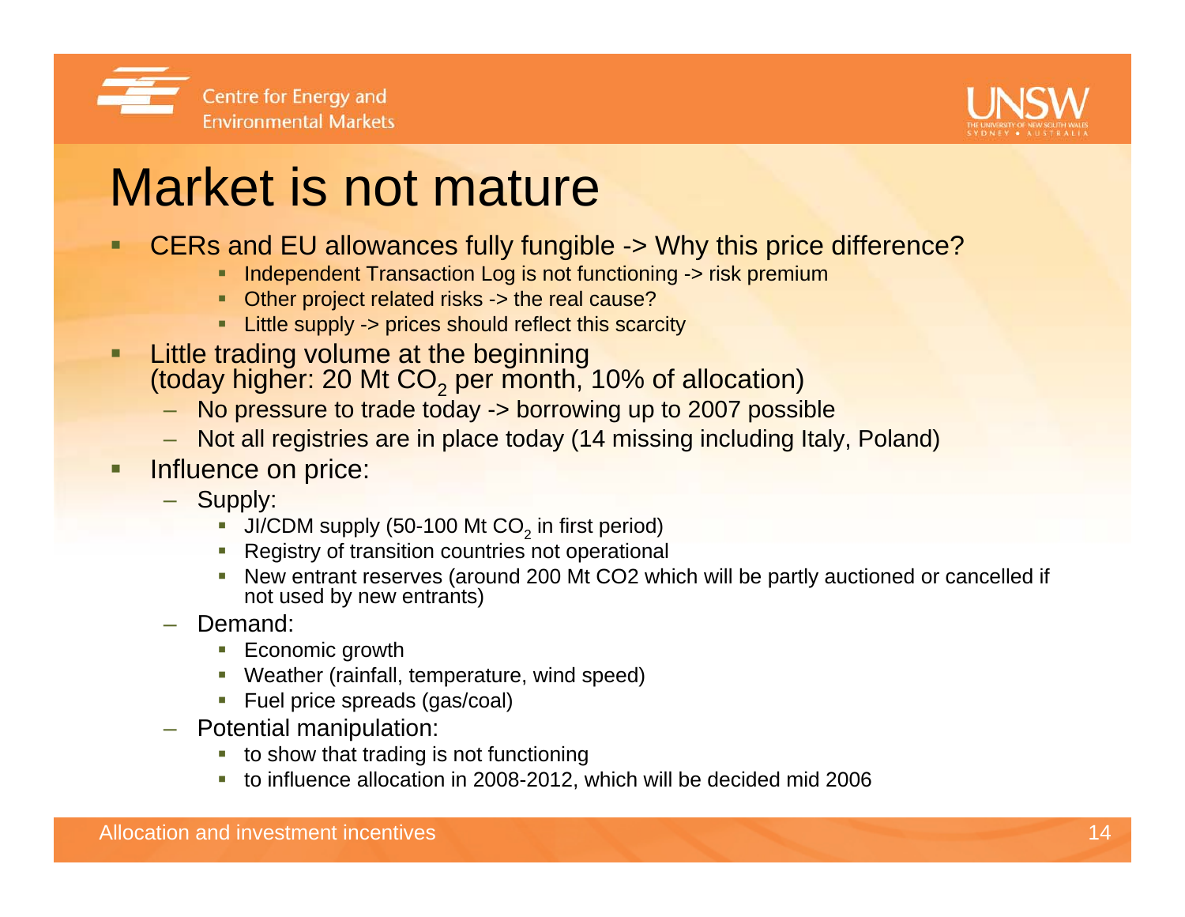# Market is not mature

- CERs and EU allowances fully fungible -> Why this price difference?
  - Independent Transaction Log is not functioning -> risk premium
  - Other project related risks -> the real cause?
  - Little supply -> prices should reflect this scarcity
- Little trading volume at the beginning (today higher: 20 Mt $CO_2$ per month, 10% of allocation)
  - No pressure to trade today -> borrowing up to 2007 possible
  - Not all registries are in place today (14 missing including Italy, Poland)
- Influence on price:
  - Supply:
    - JI/CDM supply (50-100 Mt $CO_2$ in first period)
    - Registry of transition countries not operational
    - New entrant reserves (around 200 Mt CO2 which will be partly auctioned or cancelled if not used by new entrants)
  - Demand:
    - Economic growth
    - Weather (rainfall, temperature, wind speed)
    - Fuel price spreads (gas/coal)
  - Potential manipulation:
    - to show that trading is not functioning
    - to influence allocation in 2008-2012, which will be decided mid 2006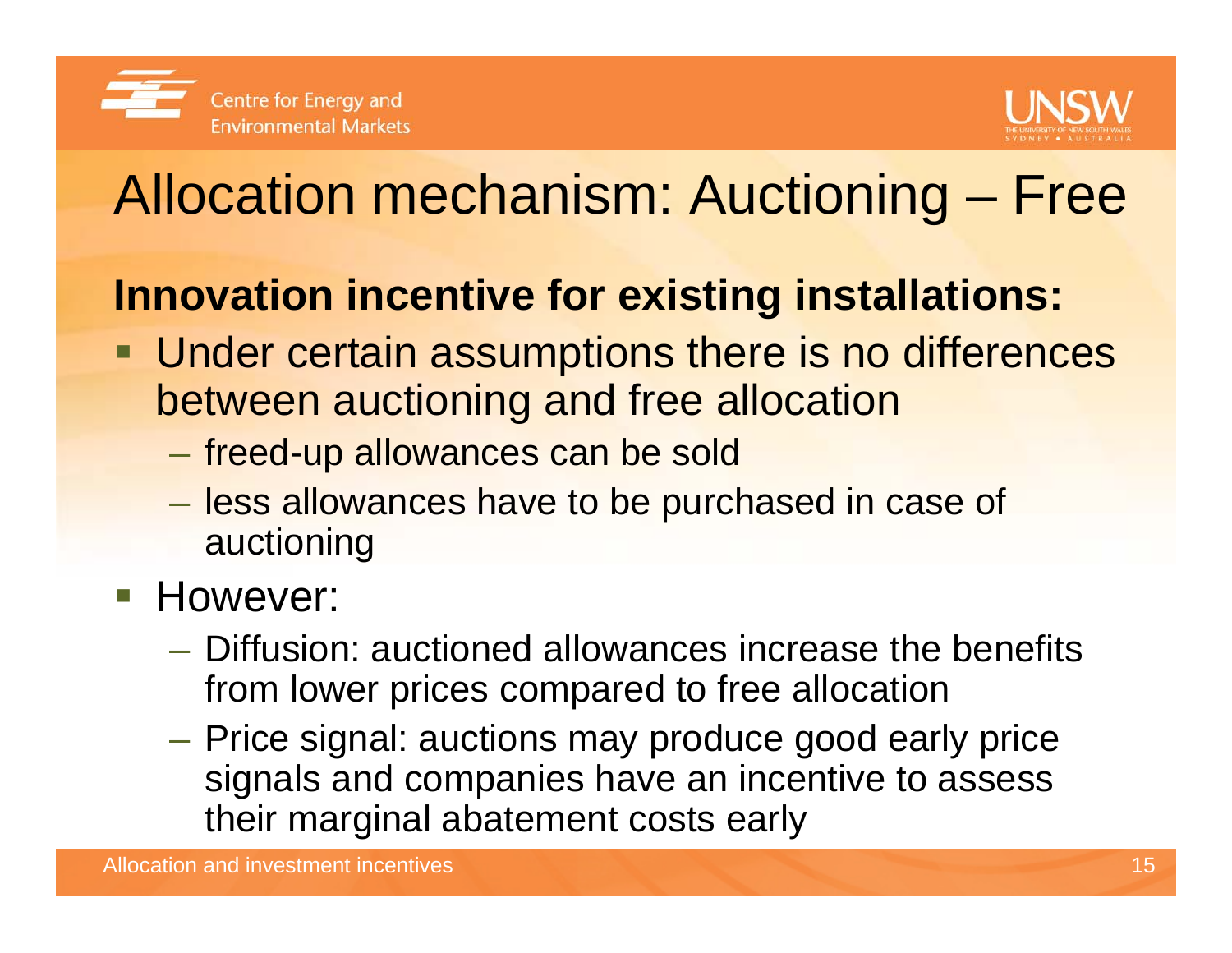# Allocation mechanism: Auctioning – Free

**Innovation incentive for existing installations:**

- Under certain assumptions there is no differences between auctioning and free allocation
  - freed-up allowances can be sold
  - less allowances have to be purchased in case of auctioning
- However:
  - Diffusion: auctioned allowances increase the benefits from lower prices compared to free allocation
  - Price signal: auctions may produce good early price signals and companies have an incentive to assess their marginal abatement costs early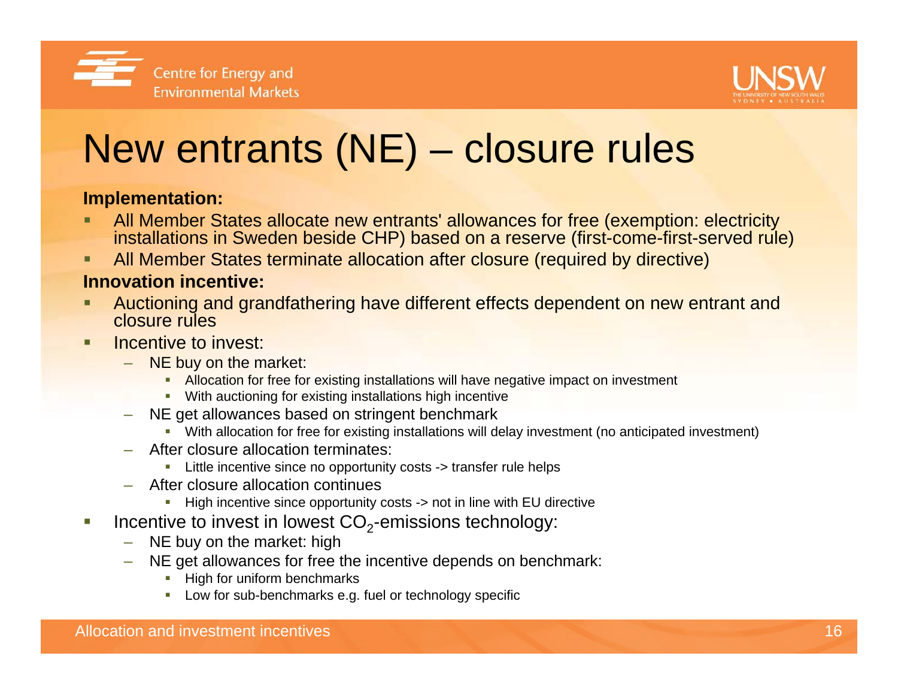# New entrants (NE) – closure rules

**Implementation:**

- All Member States allocate new entrants' allowances for free (exemption: electricity installations in Sweden beside CHP) based on a reserve (first-come-first-served rule)
- All Member States terminate allocation after closure (required by directive)

**Innovation incentive:**

- Auctioning and grandfathering have different effects dependent on new entrant and closure rules
- Incentive to invest:
  - NE buy on the market:
    - Allocation for free for existing installations will have negative impact on investment
    - With auctioning for existing installations high incentive
  - NE get allowances based on stringent benchmark
    - With allocation for free for existing installations will delay investment (no anticipated investment)
  - After closure allocation terminates:
    - Little incentive since no opportunity costs -> transfer rule helps
  - After closure allocation continues
    - High incentive since opportunity costs -> not in line with EU directive
- Incentive to invest in lowest $CO_2$-emissions technology:
  - NE buy on the market: high
  - NE get allowances for free the incentive depends on benchmark:
    - High for uniform benchmarks
    - Low for sub-benchmarks e.g. fuel or technology specific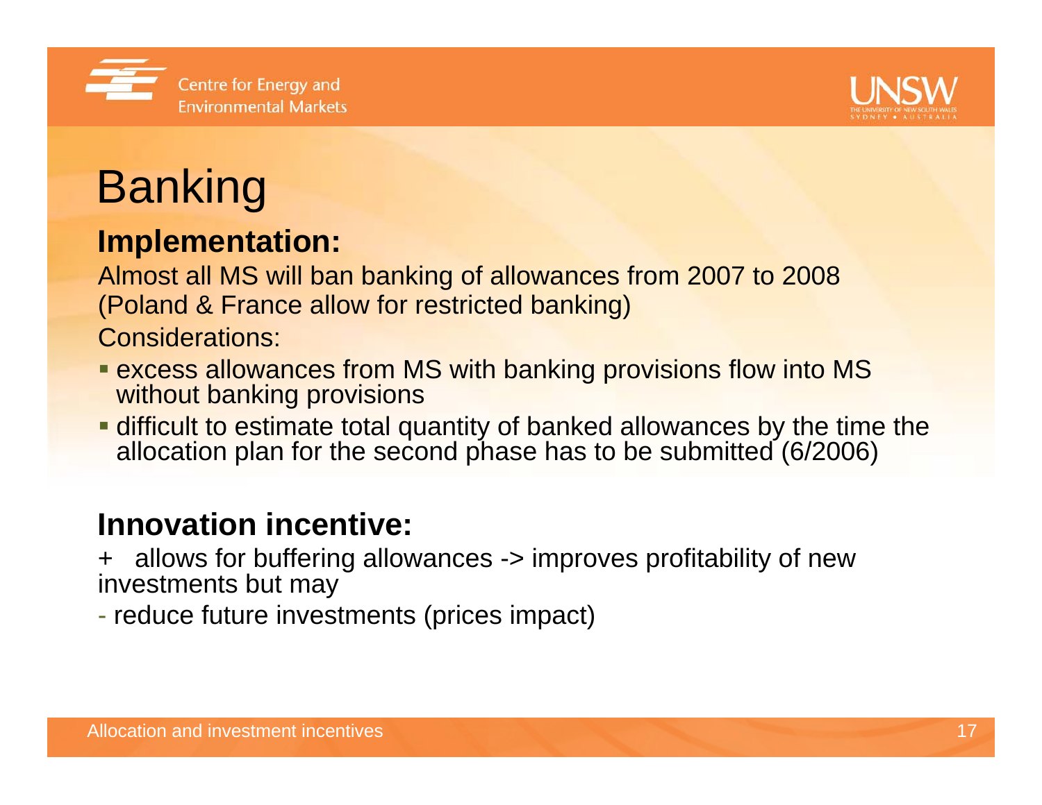# Banking

## Implementation:

Almost all MS will ban banking of allowances from 2007 to 2008 (Poland & France allow for restricted banking)

Considerations:

- excess allowances from MS with banking provisions flow into MS without banking provisions
- difficult to estimate total quantity of banked allowances by the time the allocation plan for the second phase has to be submitted (6/2006)

## Innovation incentive:

\+ allows for buffering allowances -> improves profitability of new investments but may

\- reduce future investments (prices impact)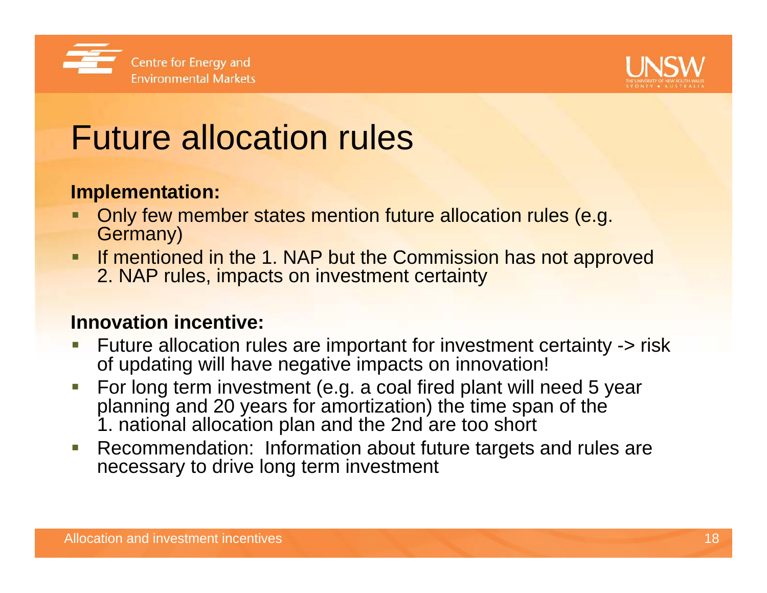# Future allocation rules

**Implementation:**

- Only few member states mention future allocation rules (e.g. Germany)
- If mentioned in the 1. NAP but the Commission has not approved 2. NAP rules, impacts on investment certainty

**Innovation incentive:**

- Future allocation rules are important for investment certainty -> risk of updating will have negative impacts on innovation!
- For long term investment (e.g. a coal fired plant will need 5 year planning and 20 years for amortization) the time span of the 1. national allocation plan and the 2nd are too short
- Recommendation: Information about future targets and rules are necessary to drive long term investment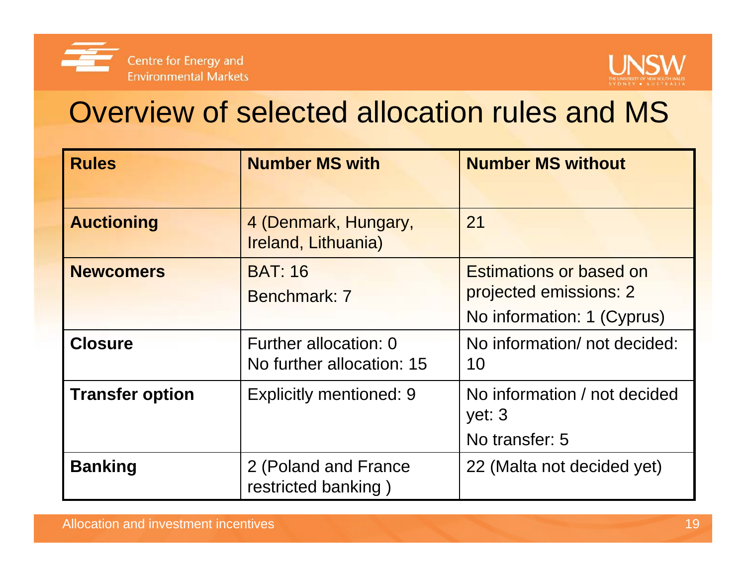# Overview of selected allocation rules and MS

| Rules | Number MS with | Number MS without |
|---|---|---|
| **Auctioning** | 4 (Denmark, Hungary, Ireland, Lithuania) | 21 |
| **Newcomers** | BAT: 16<br>Benchmark: 7 | Estimations or based on projected emissions: 2<br>No information: 1 (Cyprus) |
| **Closure** | Further allocation: 0<br>No further allocation: 15 | No information/ not decided: 10 |
| **Transfer option** | Explicitly mentioned: 9 | No information / not decided yet: 3<br>No transfer: 5 |
| **Banking** | 2 (Poland and France restricted banking ) | 22 (Malta not decided yet) |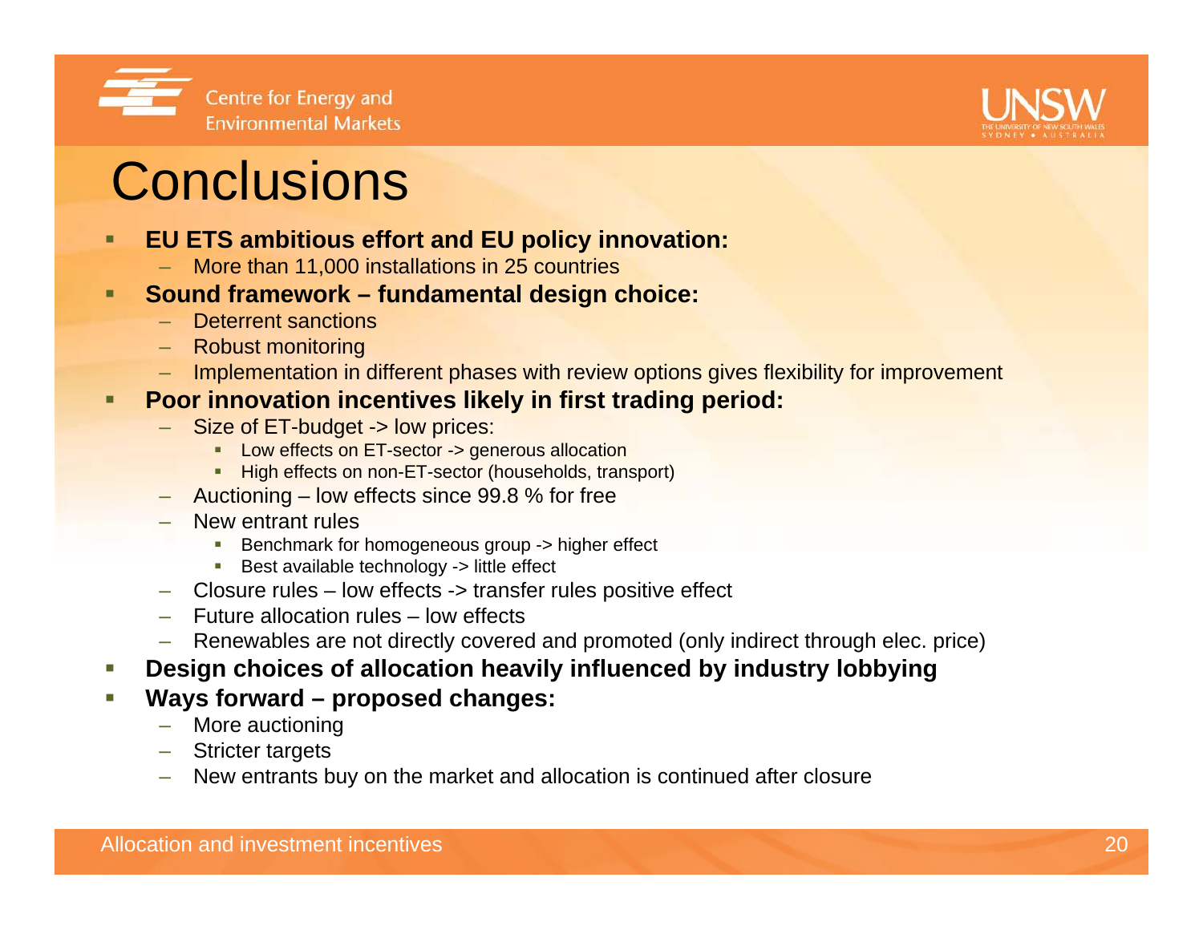# Conclusions

- **EU ETS ambitious effort and EU policy innovation:**
  - More than 11,000 installations in 25 countries
- **Sound framework – fundamental design choice:**
  - Deterrent sanctions
  - Robust monitoring
  - Implementation in different phases with review options gives flexibility for improvement
- **Poor innovation incentives likely in first trading period:**
  - Size of ET-budget -> low prices:
    - Low effects on ET-sector -> generous allocation
    - High effects on non-ET-sector (households, transport)
  - Auctioning – low effects since 99.8 % for free
  - New entrant rules
    - Benchmark for homogeneous group -> higher effect
    - Best available technology -> little effect
  - Closure rules – low effects -> transfer rules positive effect
  - Future allocation rules – low effects
  - Renewables are not directly covered and promoted (only indirect through elec. price)
- **Design choices of allocation heavily influenced by industry lobbying**
- **Ways forward – proposed changes:**
  - More auctioning
  - Stricter targets
  - New entrants buy on the market and allocation is continued after closure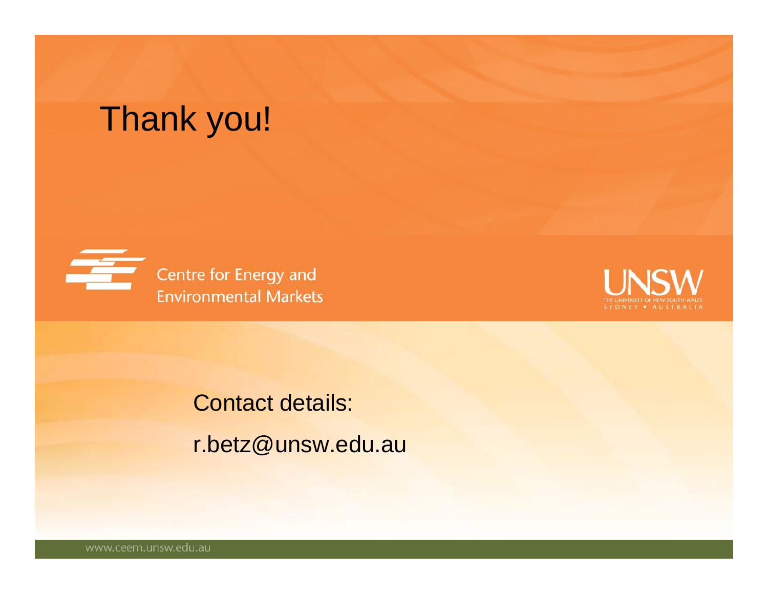# Thank you!

Centre for Energy and Environmental Markets

UNSW
THE UNIVERSITY OF NEW SOUTH WALES
SYDNEY • AUSTRALIA

Contact details:

r.betz@unsw.edu.au